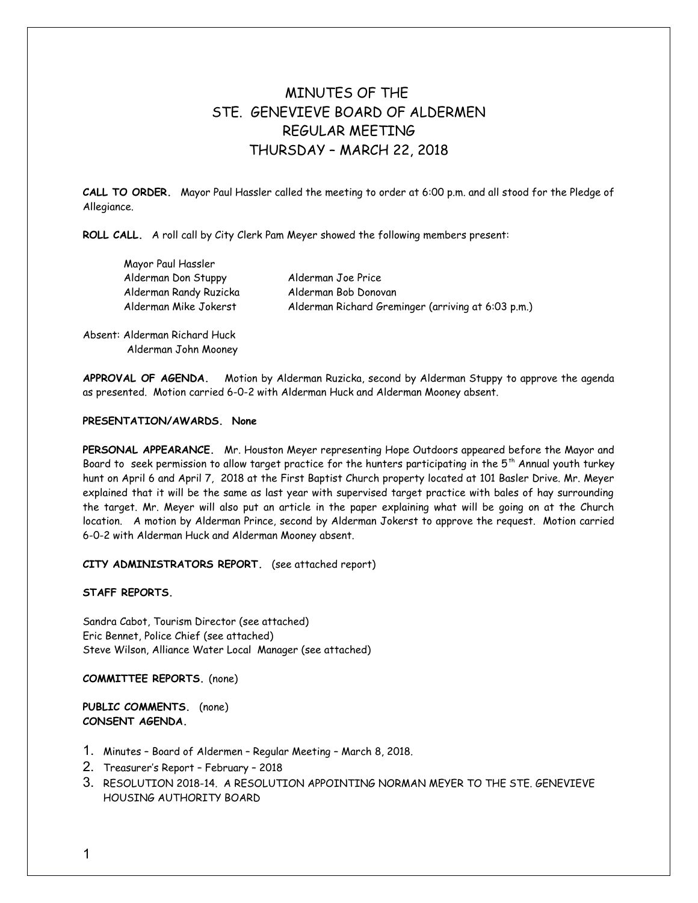# MINUTES OF THE
# STE. GENEVIEVE BOARD OF ALDERMEN
# REGULAR MEETING
# THURSDAY – MARCH 22, 2018

**CALL TO ORDER.** Mayor Paul Hassler called the meeting to order at 6:00 p.m. and all stood for the Pledge of Allegiance.

**ROLL CALL.** A roll call by City Clerk Pam Meyer showed the following members present:

Mayor Paul Hassler
Alderman Don Stuppy
Alderman Randy Ruzicka
Alderman Mike Jokerst
Alderman Joe Price
Alderman Bob Donovan
Alderman Richard Greminger (arriving at 6:03 p.m.)

Absent: Alderman Richard Huck
Alderman John Mooney

**APPROVAL OF AGENDA.** Motion by Alderman Ruzicka, second by Alderman Stuppy to approve the agenda as presented. Motion carried 6-0-2 with Alderman Huck and Alderman Mooney absent.

**PRESENTATION/AWARDS. None**

**PERSONAL APPEARANCE.** Mr. Houston Meyer representing Hope Outdoors appeared before the Mayor and Board to seek permission to allow target practice for the hunters participating in the 5th Annual youth turkey hunt on April 6 and April 7, 2018 at the First Baptist Church property located at 101 Basler Drive. Mr. Meyer explained that it will be the same as last year with supervised target practice with bales of hay surrounding the target. Mr. Meyer will also put an article in the paper explaining what will be going on at the Church location. A motion by Alderman Prince, second by Alderman Jokerst to approve the request. Motion carried 6-0-2 with Alderman Huck and Alderman Mooney absent.

**CITY ADMINISTRATORS REPORT.** (see attached report)

**STAFF REPORTS.**

Sandra Cabot, Tourism Director (see attached)
Eric Bennet, Police Chief (see attached)
Steve Wilson, Alliance Water Local Manager (see attached)

**COMMITTEE REPORTS.** (none)

**PUBLIC COMMENTS.** (none)

**CONSENT AGENDA.**

1. Minutes – Board of Aldermen – Regular Meeting – March 8, 2018.
2. Treasurer's Report – February – 2018
3. RESOLUTION 2018-14. A RESOLUTION APPOINTING NORMAN MEYER TO THE STE. GENEVIEVE HOUSING AUTHORITY BOARD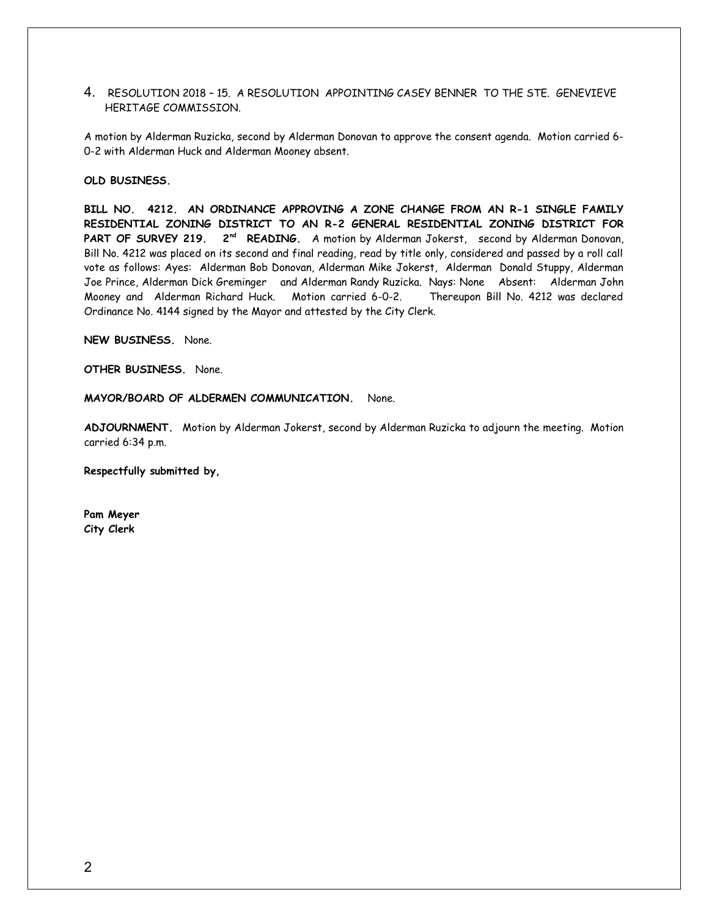4. RESOLUTION 2018 – 15. A RESOLUTION APPOINTING CASEY BENNER TO THE STE. GENEVIEVE HERITAGE COMMISSION.

A motion by Alderman Ruzicka, second by Alderman Donovan to approve the consent agenda. Motion carried 6-0-2 with Alderman Huck and Alderman Mooney absent.

**OLD BUSINESS.**

**BILL NO. 4212. AN ORDINANCE APPROVING A ZONE CHANGE FROM AN R-1 SINGLE FAMILY RESIDENTIAL ZONING DISTRICT TO AN R-2 GENERAL RESIDENTIAL ZONING DISTRICT FOR PART OF SURVEY 219. 2nd READING.** A motion by Alderman Jokerst, second by Alderman Donovan, Bill No. 4212 was placed on its second and final reading, read by title only, considered and passed by a roll call vote as follows: Ayes: Alderman Bob Donovan, Alderman Mike Jokerst, Alderman Donald Stuppy, Alderman Joe Prince, Alderman Dick Greminger and Alderman Randy Ruzicka. Nays: None Absent: Alderman John Mooney and Alderman Richard Huck. Motion carried 6-0-2. Thereupon Bill No. 4212 was declared Ordinance No. 4144 signed by the Mayor and attested by the City Clerk.

**NEW BUSINESS.** None.

**OTHER BUSINESS.** None.

**MAYOR/BOARD OF ALDERMEN COMMUNICATION.** None.

**ADJOURNMENT.** Motion by Alderman Jokerst, second by Alderman Ruzicka to adjourn the meeting. Motion carried 6:34 p.m.

**Respectfully submitted by,**

**Pam Meyer**
**City Clerk**